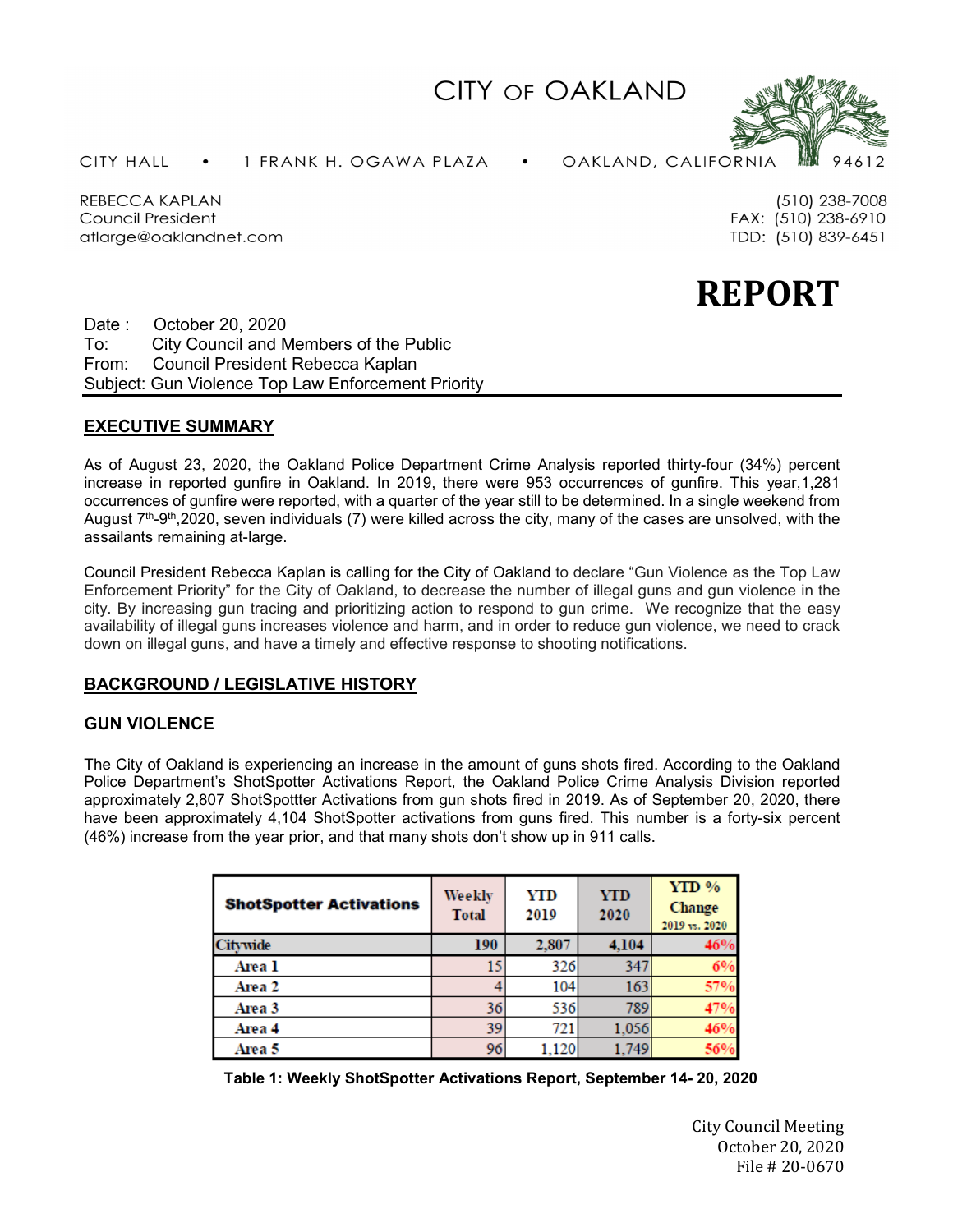# CITY OF OAKLAND

CITY HALL • 1 FRANK H. OGAWA PLAZA • OAKLAND, CALIFORNIA 94612

REBECCA KAPLAN
Council President
atlarge@oaklandnet.com

(510) 238-7008
FAX: (510) 238-6910
TDD: (510) 839-6451

# REPORT

Date : October 20, 2020
To: City Council and Members of the Public
From: Council President Rebecca Kaplan
Subject: Gun Violence Top Law Enforcement Priority

## EXECUTIVE SUMMARY

As of August 23, 2020, the Oakland Police Department Crime Analysis reported thirty-four (34%) percent increase in reported gunfire in Oakland. In 2019, there were 953 occurrences of gunfire. This year,1,281 occurrences of gunfire were reported, with a quarter of the year still to be determined. In a single weekend from August 7th-9th,2020, seven individuals (7) were killed across the city, many of the cases are unsolved, with the assailants remaining at-large.

Council President Rebecca Kaplan is calling for the City of Oakland to declare "Gun Violence as the Top Law Enforcement Priority" for the City of Oakland, to decrease the number of illegal guns and gun violence in the city. By increasing gun tracing and prioritizing action to respond to gun crime. We recognize that the easy availability of illegal guns increases violence and harm, and in order to reduce gun violence, we need to crack down on illegal guns, and have a timely and effective response to shooting notifications.

## BACKGROUND / LEGISLATIVE HISTORY

### GUN VIOLENCE

The City of Oakland is experiencing an increase in the amount of guns shots fired. According to the Oakland Police Department's ShotSpotter Activations Report, the Oakland Police Crime Analysis Division reported approximately 2,807 ShotSpottter Activations from gun shots fired in 2019. As of September 20, 2020, there have been approximately 4,104 ShotSpotter activations from guns fired. This number is a forty-six percent (46%) increase from the year prior, and that many shots don't show up in 911 calls.

| ShotSpotter Activations | Weekly Total | YTD 2019 | YTD 2020 | YTD % Change 2019 vs. 2020 |
|---|---|---|---|---|
| Citywide | 190 | 2,807 | 4,104 | 46% |
| Area 1 | 15 | 326 | 347 | 6% |
| Area 2 | 4 | 104 | 163 | 57% |
| Area 3 | 36 | 536 | 789 | 47% |
| Area 4 | 39 | 721 | 1,056 | 46% |
| Area 5 | 96 | 1,120 | 1,749 | 56% |

**Table 1: Weekly ShotSpotter Activations Report, September 14- 20, 2020**

City Council Meeting
October 20, 2020
File # 20-0670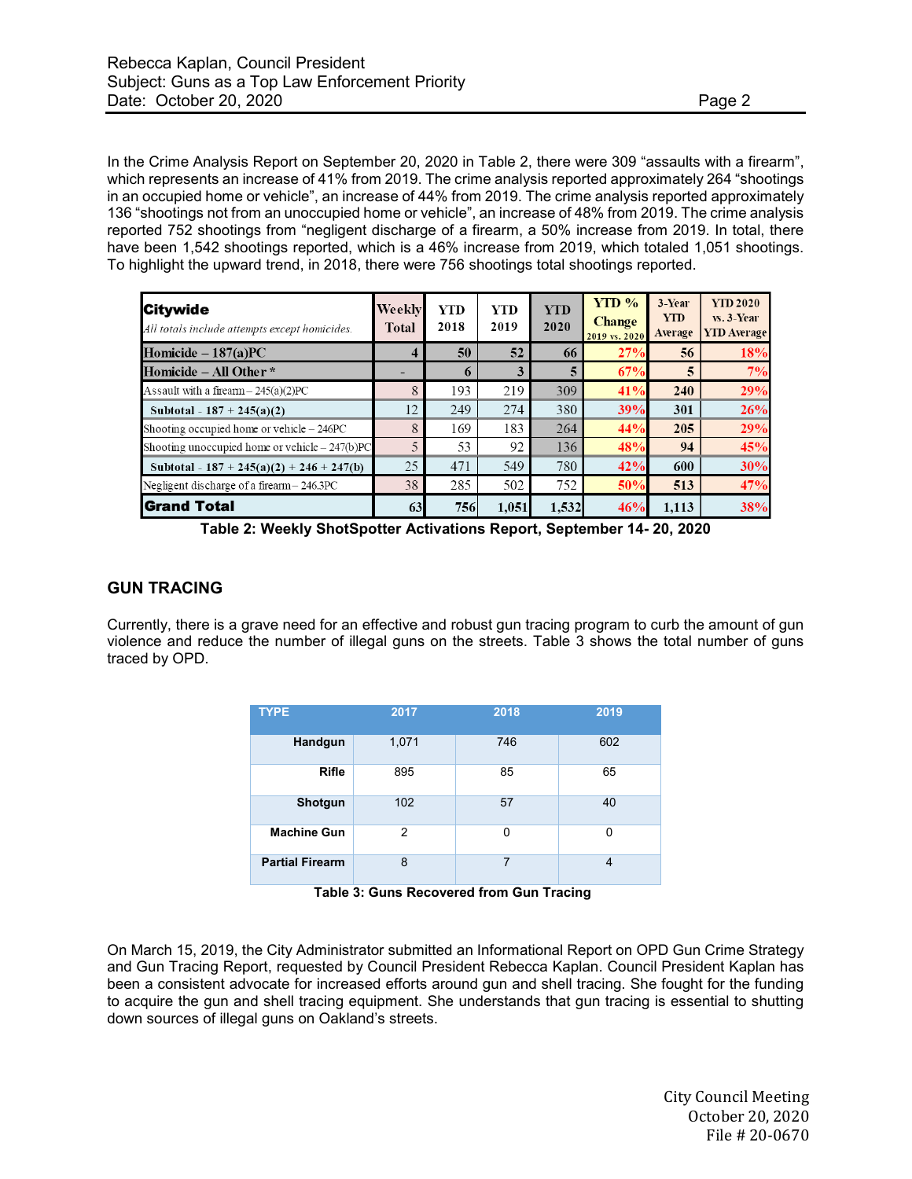In the Crime Analysis Report on September 20, 2020 in Table 2, there were 309 “assaults with a firearm”, which represents an increase of 41% from 2019. The crime analysis reported approximately 264 “shootings in an occupied home or vehicle”, an increase of 44% from 2019. The crime analysis reported approximately 136 “shootings not from an unoccupied home or vehicle”, an increase of 48% from 2019. The crime analysis reported 752 shootings from “negligent discharge of a firearm, a 50% increase from 2019. In total, there have been 1,542 shootings reported, which is a 46% increase from 2019, which totaled 1,051 shootings. To highlight the upward trend, in 2018, there were 756 shootings total shootings reported.

| **Citywide** *All totals include attempts except homicides.* | Weekly Total | YTD 2018 | YTD 2019 | YTD 2020 | YTD % Change 2019 vs. 2020 | 3-Year YTD Average | YTD 2020 vs. 3-Year YTD Average |
|---|---|---|---|---|---|---|---|
| **Homicide – 187(a)PC** | 4 | 50 | 52 | 66 | 27% | 56 | 18% |
| **Homicide – All Other \*** | - | 6 | 3 | 5 | 67% | 5 | 7% |
| Assault with a firearm – 245(a)(2)PC | 8 | 193 | 219 | 309 | 41% | 240 | 29% |
| **Subtotal - 187 + 245(a)(2)** | 12 | 249 | 274 | 380 | 39% | 301 | 26% |
| Shooting occupied home or vehicle – 246PC | 8 | 169 | 183 | 264 | 44% | 205 | 29% |
| Shooting unoccupied home or vehicle – 247(b)PC | 5 | 53 | 92 | 136 | 48% | 94 | 45% |
| **Subtotal - 187 + 245(a)(2) + 246 + 247(b)** | 25 | 471 | 549 | 780 | 42% | 600 | 30% |
| Negligent discharge of a firearm – 246.3PC | 38 | 285 | 502 | 752 | 50% | 513 | 47% |
| **Grand Total** | 63 | 756 | 1,051 | 1,532 | 46% | 1,113 | 38% |

**Table 2: Weekly ShotSpotter Activations Report, September 14- 20, 2020**

## GUN TRACING

Currently, there is a grave need for an effective and robust gun tracing program to curb the amount of gun violence and reduce the number of illegal guns on the streets. Table 3 shows the total number of guns traced by OPD.

| TYPE | 2017 | 2018 | 2019 |
|---|---|---|---|
| **Handgun** | 1,071 | 746 | 602 |
| **Rifle** | 895 | 85 | 65 |
| **Shotgun** | 102 | 57 | 40 |
| **Machine Gun** | 2 | 0 | 0 |
| **Partial Firearm** | 8 | 7 | 4 |

**Table 3: Guns Recovered from Gun Tracing**

On March 15, 2019, the City Administrator submitted an Informational Report on OPD Gun Crime Strategy and Gun Tracing Report, requested by Council President Rebecca Kaplan. Council President Kaplan has been a consistent advocate for increased efforts around gun and shell tracing. She fought for the funding to acquire the gun and shell tracing equipment. She understands that gun tracing is essential to shutting down sources of illegal guns on Oakland’s streets.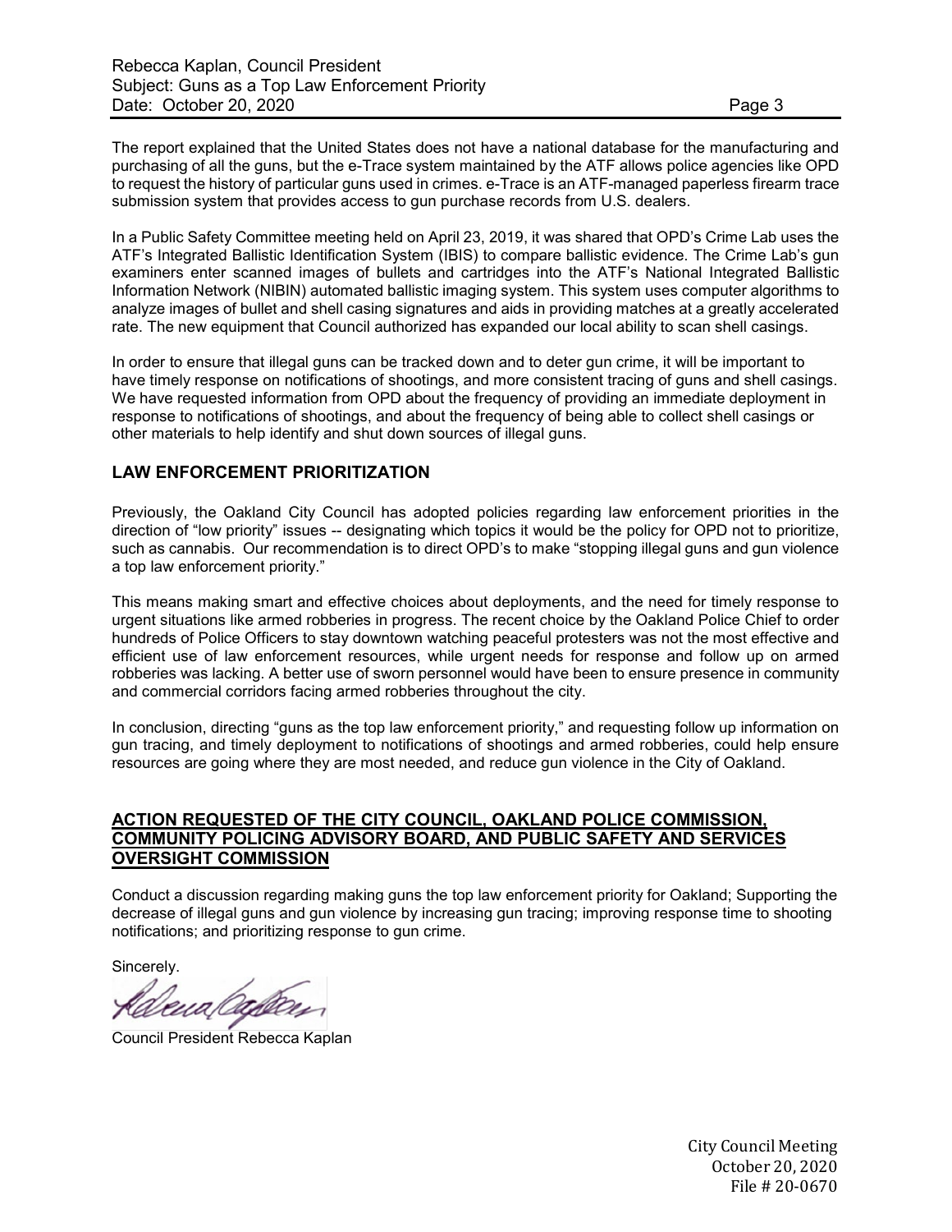The report explained that the United States does not have a national database for the manufacturing and purchasing of all the guns, but the e-Trace system maintained by the ATF allows police agencies like OPD to request the history of particular guns used in crimes. e-Trace is an ATF-managed paperless firearm trace submission system that provides access to gun purchase records from U.S. dealers.

In a Public Safety Committee meeting held on April 23, 2019, it was shared that OPD's Crime Lab uses the ATF's Integrated Ballistic Identification System (IBIS) to compare ballistic evidence. The Crime Lab's gun examiners enter scanned images of bullets and cartridges into the ATF's National Integrated Ballistic Information Network (NIBIN) automated ballistic imaging system. This system uses computer algorithms to analyze images of bullet and shell casing signatures and aids in providing matches at a greatly accelerated rate. The new equipment that Council authorized has expanded our local ability to scan shell casings.

In order to ensure that illegal guns can be tracked down and to deter gun crime, it will be important to have timely response on notifications of shootings, and more consistent tracing of guns and shell casings. We have requested information from OPD about the frequency of providing an immediate deployment in response to notifications of shootings, and about the frequency of being able to collect shell casings or other materials to help identify and shut down sources of illegal guns.

## LAW ENFORCEMENT PRIORITIZATION

Previously, the Oakland City Council has adopted policies regarding law enforcement priorities in the direction of "low priority" issues -- designating which topics it would be the policy for OPD not to prioritize, such as cannabis. Our recommendation is to direct OPD's to make "stopping illegal guns and gun violence a top law enforcement priority."

This means making smart and effective choices about deployments, and the need for timely response to urgent situations like armed robberies in progress. The recent choice by the Oakland Police Chief to order hundreds of Police Officers to stay downtown watching peaceful protesters was not the most effective and efficient use of law enforcement resources, while urgent needs for response and follow up on armed robberies was lacking. A better use of sworn personnel would have been to ensure presence in community and commercial corridors facing armed robberies throughout the city.

In conclusion, directing "guns as the top law enforcement priority," and requesting follow up information on gun tracing, and timely deployment to notifications of shootings and armed robberies, could help ensure resources are going where they are most needed, and reduce gun violence in the City of Oakland.

## ACTION REQUESTED OF THE CITY COUNCIL, OAKLAND POLICE COMMISSION, COMMUNITY POLICING ADVISORY BOARD, AND PUBLIC SAFETY AND SERVICES OVERSIGHT COMMISSION

Conduct a discussion regarding making guns the top law enforcement priority for Oakland; Supporting the decrease of illegal guns and gun violence by increasing gun tracing; improving response time to shooting notifications; and prioritizing response to gun crime.

Sincerely.

Council President Rebecca Kaplan